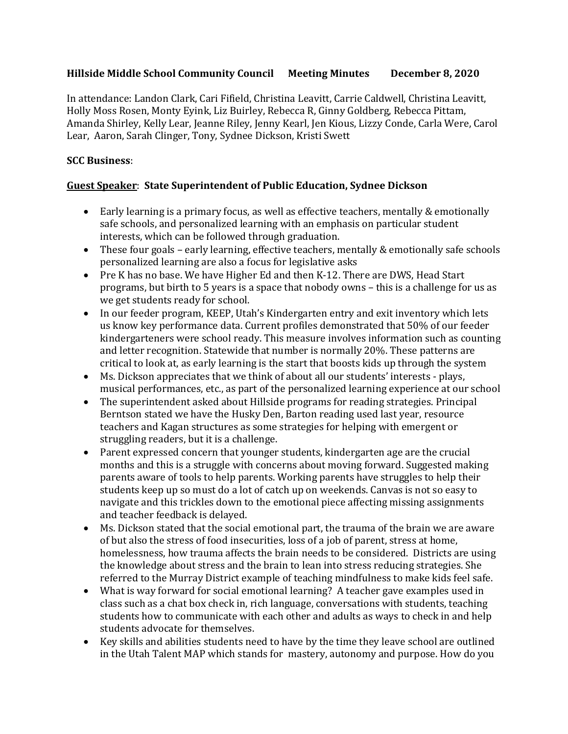**Hillside Middle School Community Council      Meeting Minutes        December 8, 2020**

In attendance: Landon Clark, Cari Fifield, Christina Leavitt, Carrie Caldwell, Christina Leavitt, Holly Moss Rosen, Monty Eyink, Liz Buirley, Rebecca R, Ginny Goldberg, Rebecca Pittam, Amanda Shirley, Kelly Lear, Jeanne Riley, Jenny Kearl, Jen Kious, Lizzy Conde, Carla Were, Carol Lear, Aaron, Sarah Clinger, Tony, Sydnee Dickson, Kristi Swett

**SCC Business**:

**Guest Speaker**: **State Superintendent of Public Education, Sydnee Dickson**

- Early learning is a primary focus, as well as effective teachers, mentally & emotionally safe schools, and personalized learning with an emphasis on particular student interests, which can be followed through graduation.
- These four goals – early learning, effective teachers, mentally & emotionally safe schools personalized learning are also a focus for legislative asks
- Pre K has no base. We have Higher Ed and then K-12. There are DWS, Head Start programs, but birth to 5 years is a space that nobody owns – this is a challenge for us as we get students ready for school.
- In our feeder program, KEEP, Utah's Kindergarten entry and exit inventory which lets us know key performance data. Current profiles demonstrated that 50% of our feeder kindergarteners were school ready. This measure involves information such as counting and letter recognition. Statewide that number is normally 20%. These patterns are critical to look at, as early learning is the start that boosts kids up through the system
- Ms. Dickson appreciates that we think of about all our students' interests - plays, musical performances, etc., as part of the personalized learning experience at our school
- The superintendent asked about Hillside programs for reading strategies. Principal Berntson stated we have the Husky Den, Barton reading used last year, resource teachers and Kagan structures as some strategies for helping with emergent or struggling readers, but it is a challenge.
- Parent expressed concern that younger students, kindergarten age are the crucial months and this is a struggle with concerns about moving forward. Suggested making parents aware of tools to help parents. Working parents have struggles to help their students keep up so must do a lot of catch up on weekends. Canvas is not so easy to navigate and this trickles down to the emotional piece affecting missing assignments and teacher feedback is delayed.
- Ms. Dickson stated that the social emotional part, the trauma of the brain we are aware of but also the stress of food insecurities, loss of a job of parent, stress at home, homelessness, how trauma affects the brain needs to be considered. Districts are using the knowledge about stress and the brain to lean into stress reducing strategies. She referred to the Murray District example of teaching mindfulness to make kids feel safe.
- What is way forward for social emotional learning? A teacher gave examples used in class such as a chat box check in, rich language, conversations with students, teaching students how to communicate with each other and adults as ways to check in and help students advocate for themselves.
- Key skills and abilities students need to have by the time they leave school are outlined in the Utah Talent MAP which stands for mastery, autonomy and purpose. How do you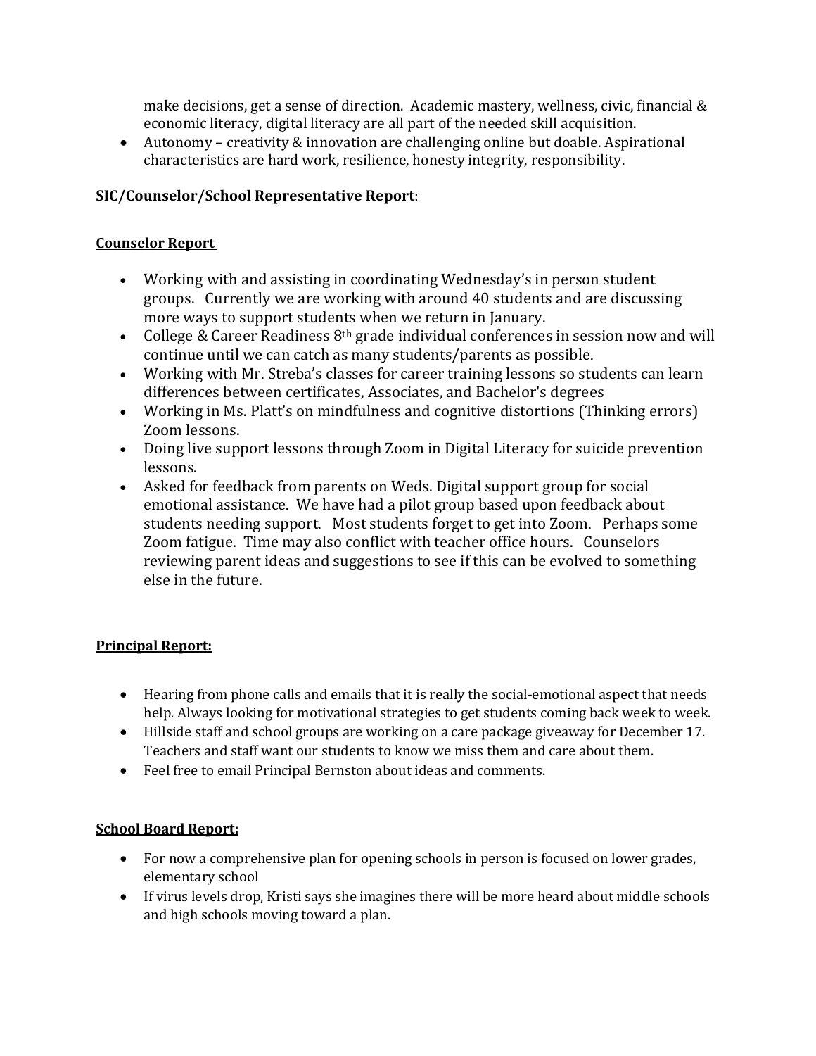make decisions, get a sense of direction. Academic mastery, wellness, civic, financial & economic literacy, digital literacy are all part of the needed skill acquisition.

- Autonomy – creativity & innovation are challenging online but doable. Aspirational characteristics are hard work, resilience, honesty integrity, responsibility.

**SIC/Counselor/School Representative Report**:

**<u>Counselor Report</u>**

- Working with and assisting in coordinating Wednesday's in person student groups. Currently we are working with around 40 students and are discussing more ways to support students when we return in January.
- College & Career Readiness 8th grade individual conferences in session now and will continue until we can catch as many students/parents as possible.
- Working with Mr. Streba's classes for career training lessons so students can learn differences between certificates, Associates, and Bachelor's degrees
- Working in Ms. Platt's on mindfulness and cognitive distortions (Thinking errors) Zoom lessons.
- Doing live support lessons through Zoom in Digital Literacy for suicide prevention lessons.
- Asked for feedback from parents on Weds. Digital support group for social emotional assistance. We have had a pilot group based upon feedback about students needing support. Most students forget to get into Zoom. Perhaps some Zoom fatigue. Time may also conflict with teacher office hours. Counselors reviewing parent ideas and suggestions to see if this can be evolved to something else in the future.

**<u>Principal Report:</u>**

- Hearing from phone calls and emails that it is really the social-emotional aspect that needs help. Always looking for motivational strategies to get students coming back week to week.
- Hillside staff and school groups are working on a care package giveaway for December 17. Teachers and staff want our students to know we miss them and care about them.
- Feel free to email Principal Bernston about ideas and comments.

**<u>School Board Report:</u>**

- For now a comprehensive plan for opening schools in person is focused on lower grades, elementary school
- If virus levels drop, Kristi says she imagines there will be more heard about middle schools and high schools moving toward a plan.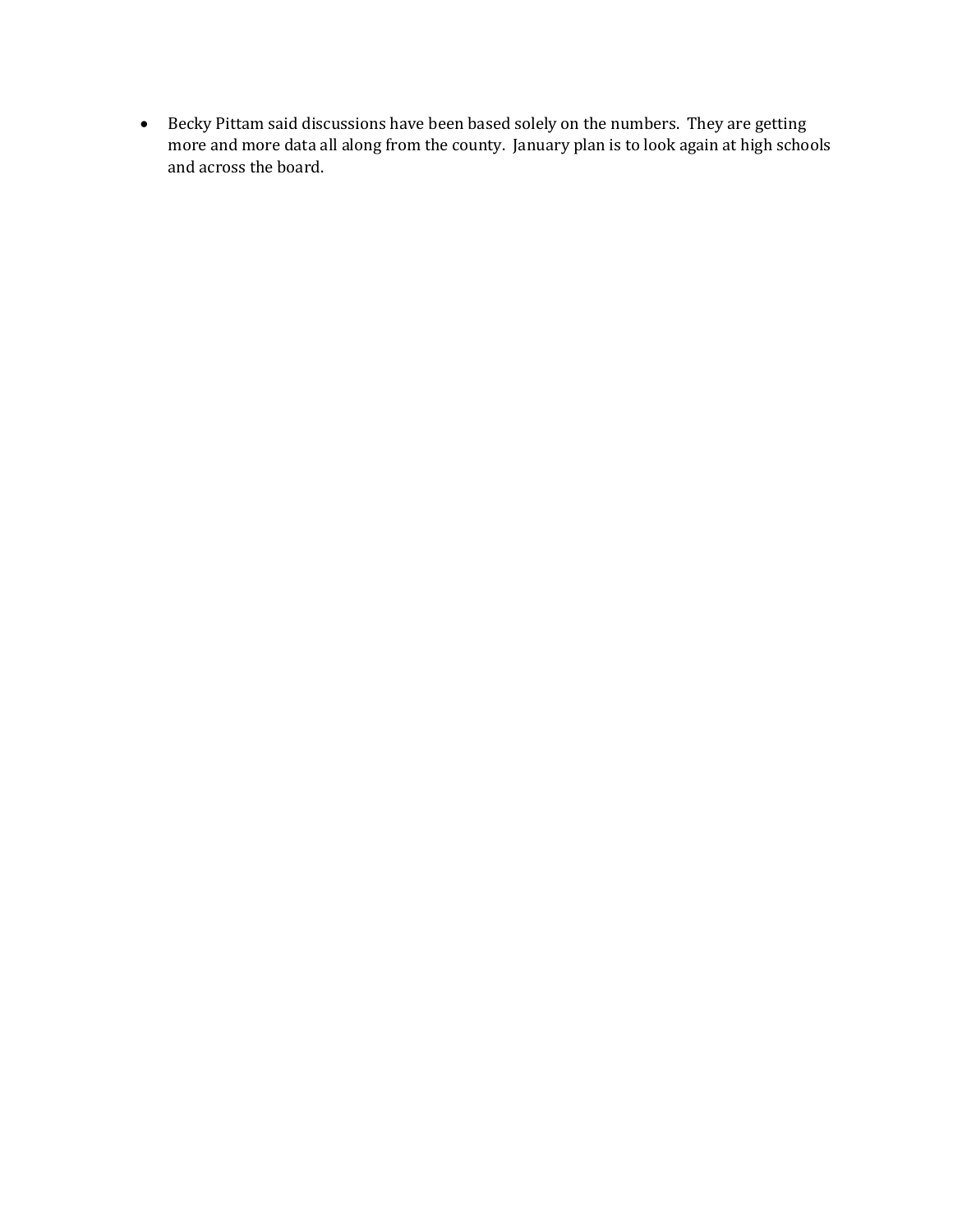- Becky Pittam said discussions have been based solely on the numbers. They are getting more and more data all along from the county. January plan is to look again at high schools and across the board.